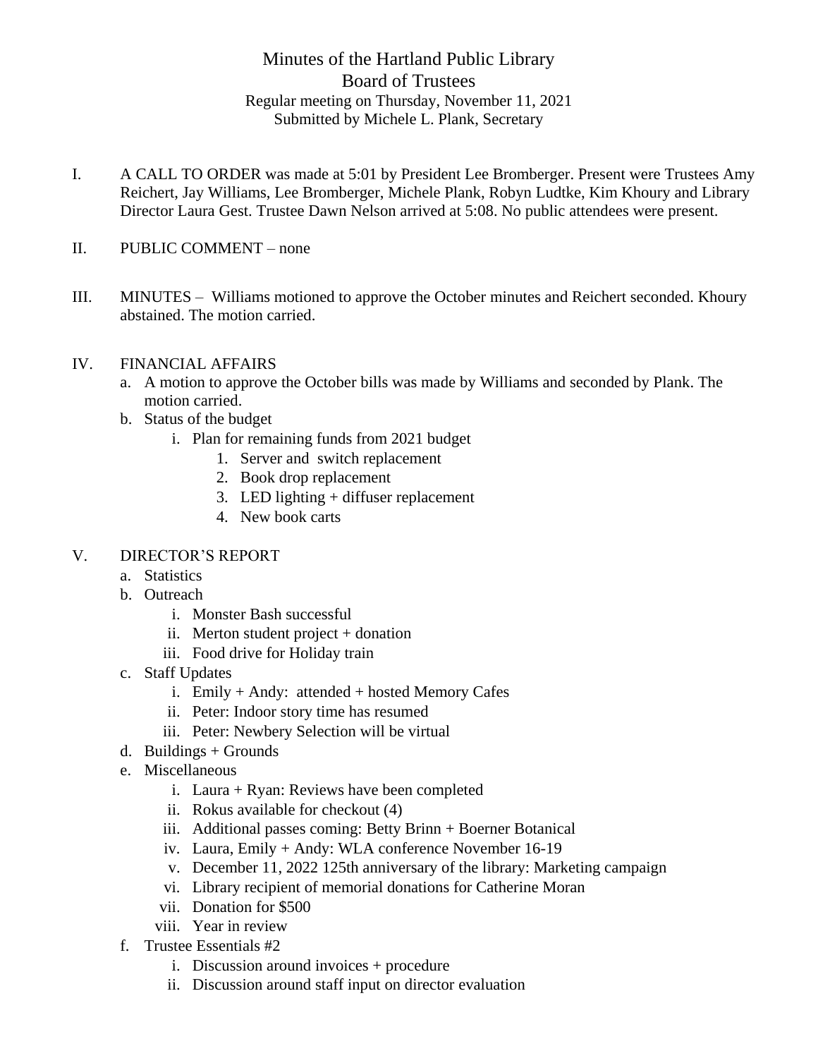# Minutes of the Hartland Public Library
# Board of Trustees

Regular meeting on Thursday, November 11, 2021
Submitted by Michele L. Plank, Secretary

I. A CALL TO ORDER was made at 5:01 by President Lee Bromberger. Present were Trustees Amy Reichert, Jay Williams, Lee Bromberger, Michele Plank, Robyn Ludtke, Kim Khoury and Library Director Laura Gest. Trustee Dawn Nelson arrived at 5:08. No public attendees were present.

II. PUBLIC COMMENT – none

III. MINUTES – Williams motioned to approve the October minutes and Reichert seconded. Khoury abstained. The motion carried.

IV. FINANCIAL AFFAIRS
   a. A motion to approve the October bills was made by Williams and seconded by Plank. The motion carried.
   b. Status of the budget
      i. Plan for remaining funds from 2021 budget
         1. Server and switch replacement
         2. Book drop replacement
         3. LED lighting + diffuser replacement
         4. New book carts

V. DIRECTOR'S REPORT
   a. Statistics
   b. Outreach
      i. Monster Bash successful
      ii. Merton student project + donation
      iii. Food drive for Holiday train
   c. Staff Updates
      i. Emily + Andy: attended + hosted Memory Cafes
      ii. Peter: Indoor story time has resumed
      iii. Peter: Newbery Selection will be virtual
   d. Buildings + Grounds
   e. Miscellaneous
      i. Laura + Ryan: Reviews have been completed
      ii. Rokus available for checkout (4)
      iii. Additional passes coming: Betty Brinn + Boerner Botanical
      iv. Laura, Emily + Andy: WLA conference November 16-19
      v. December 11, 2022 125th anniversary of the library: Marketing campaign
      vi. Library recipient of memorial donations for Catherine Moran
      vii. Donation for $500
      viii. Year in review
   f. Trustee Essentials #2
      i. Discussion around invoices + procedure
      ii. Discussion around staff input on director evaluation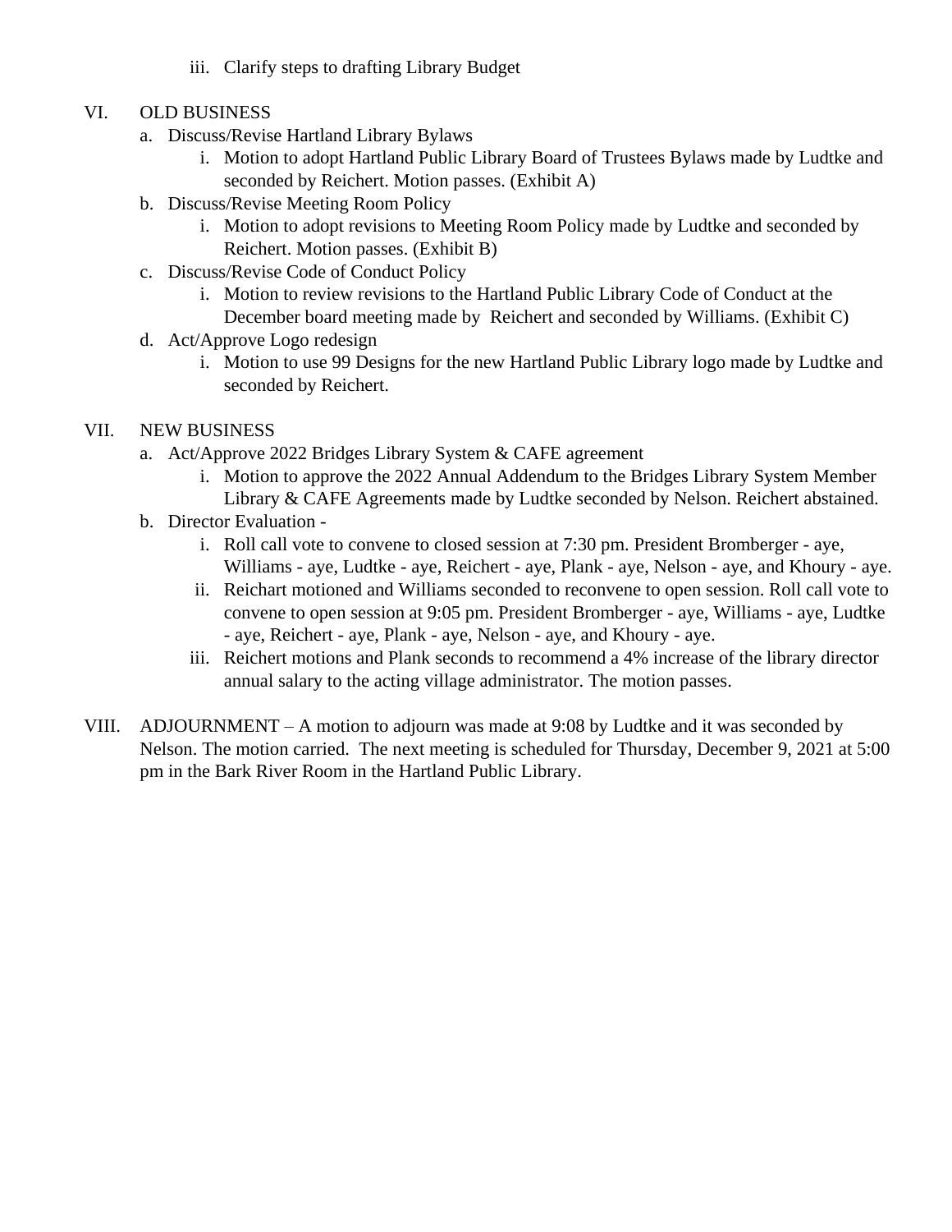iii. Clarify steps to drafting Library Budget

VI. OLD BUSINESS
   a. Discuss/Revise Hartland Library Bylaws
      i. Motion to adopt Hartland Public Library Board of Trustees Bylaws made by Ludtke and seconded by Reichert. Motion passes. (Exhibit A)
   b. Discuss/Revise Meeting Room Policy
      i. Motion to adopt revisions to Meeting Room Policy made by Ludtke and seconded by Reichert. Motion passes. (Exhibit B)
   c. Discuss/Revise Code of Conduct Policy
      i. Motion to review revisions to the Hartland Public Library Code of Conduct at the December board meeting made by Reichert and seconded by Williams. (Exhibit C)
   d. Act/Approve Logo redesign
      i. Motion to use 99 Designs for the new Hartland Public Library logo made by Ludtke and seconded by Reichert.

VII. NEW BUSINESS
   a. Act/Approve 2022 Bridges Library System & CAFE agreement
      i. Motion to approve the 2022 Annual Addendum to the Bridges Library System Member Library & CAFE Agreements made by Ludtke seconded by Nelson. Reichert abstained.
   b. Director Evaluation -
      i. Roll call vote to convene to closed session at 7:30 pm. President Bromberger - aye, Williams - aye, Ludtke - aye, Reichert - aye, Plank - aye, Nelson - aye, and Khoury - aye.
      ii. Reichart motioned and Williams seconded to reconvene to open session. Roll call vote to convene to open session at 9:05 pm. President Bromberger - aye, Williams - aye, Ludtke - aye, Reichert - aye, Plank - aye, Nelson - aye, and Khoury - aye.
      iii. Reichert motions and Plank seconds to recommend a 4% increase of the library director annual salary to the acting village administrator. The motion passes.

VIII. ADJOURNMENT – A motion to adjourn was made at 9:08 by Ludtke and it was seconded by Nelson. The motion carried. The next meeting is scheduled for Thursday, December 9, 2021 at 5:00 pm in the Bark River Room in the Hartland Public Library.